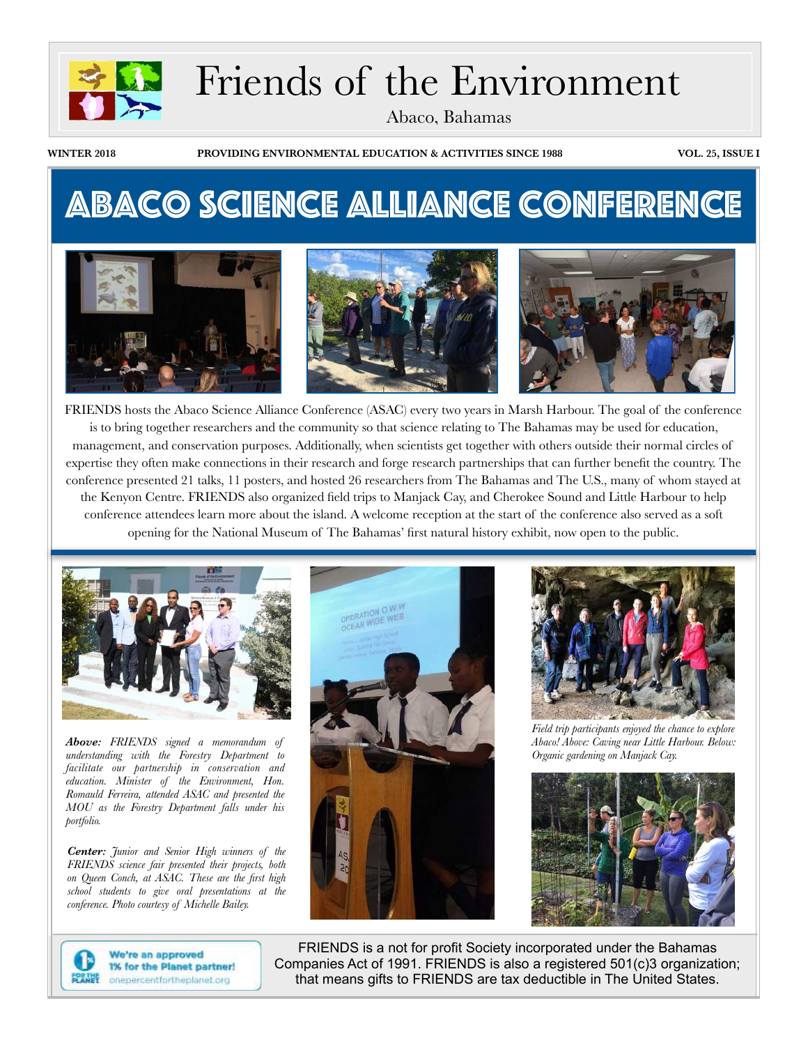# Friends of the Environment

Abaco, Bahamas

WINTER 2018 — PROVIDING ENVIRONMENTAL EDUCATION & ACTIVITIES SINCE 1988 — VOL. 25, ISSUE I

## ABACO SCIENCE ALLIANCE CONFERENCE

FRIENDS hosts the Abaco Science Alliance Conference (ASAC) every two years in Marsh Harbour. The goal of the conference is to bring together researchers and the community so that science relating to The Bahamas may be used for education, management, and conservation purposes. Additionally, when scientists get together with others outside their normal circles of expertise they often make connections in their research and forge research partnerships that can further benefit the country. The conference presented 21 talks, 11 posters, and hosted 26 researchers from The Bahamas and The U.S., many of whom stayed at the Kenyon Centre. FRIENDS also organized field trips to Manjack Cay, and Cherokee Sound and Little Harbour to help conference attendees learn more about the island. A welcome reception at the start of the conference also served as a soft opening for the National Museum of The Bahamas' first natural history exhibit, now open to the public.

***Above:*** *FRIENDS signed a memorandum of understanding with the Forestry Department to facilitate our partnership in conservation and education. Minister of the Environment, Hon. Romauld Ferreira, attended ASAC and presented the MOU as the Forestry Department falls under his portfolio.*

***Center:*** *Junior and Senior High winners of the FRIENDS science fair presented their projects, both on Queen Conch, at ASAC. These are the first high school students to give oral presentations at the conference. Photo courtesy of Michelle Bailey.*

*Field trip participants enjoyed the chance to explore Abaco! Above: Caving near Little Harbour. Below: Organic gardening on Manjack Cay.*

We're an approved 1% for the Planet partner! onepercentfortheplanet.org

FRIENDS is a not for profit Society incorporated under the Bahamas Companies Act of 1991. FRIENDS is also a registered 501(c)3 organization; that means gifts to FRIENDS are tax deductible in The United States.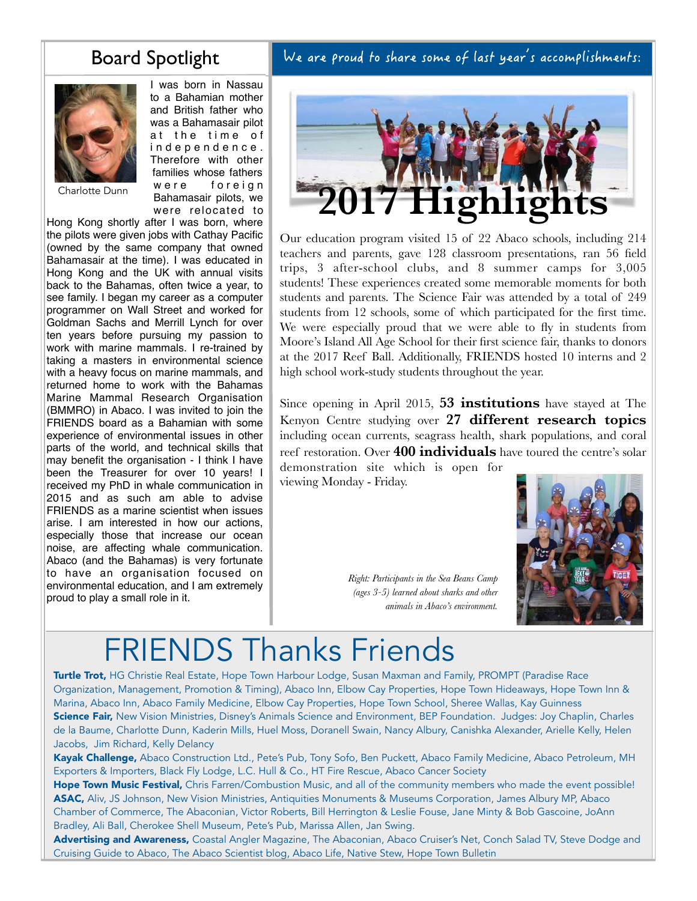## Board Spotlight

Charlotte Dunn

I was born in Nassau to a Bahamian mother and British father who was a Bahamasair pilot at the time of independence. Therefore with other families whose fathers were foreign Bahamasair pilots, we were relocated to Hong Kong shortly after I was born, where the pilots were given jobs with Cathay Pacific (owned by the same company that owned Bahamasair at the time). I was educated in Hong Kong and the UK with annual visits back to the Bahamas, often twice a year, to see family. I began my career as a computer programmer on Wall Street and worked for Goldman Sachs and Merrill Lynch for over ten years before pursuing my passion to work with marine mammals. I re-trained by taking a masters in environmental science with a heavy focus on marine mammals, and returned home to work with the Bahamas Marine Mammal Research Organisation (BMMRO) in Abaco. I was invited to join the FRIENDS board as a Bahamian with some experience of environmental issues in other parts of the world, and technical skills that may benefit the organisation - I think I have been the Treasurer for over 10 years! I received my PhD in whale communication in 2015 and as such am able to advise FRIENDS as a marine scientist when issues arise. I am interested in how our actions, especially those that increase our ocean noise, are affecting whale communication. Abaco (and the Bahamas) is very fortunate to have an organisation focused on environmental education, and I am extremely proud to play a small role in it.

## We are proud to share some of last year's accomplishments:

# 2017 Highlights

Our education program visited 15 of 22 Abaco schools, including 214 teachers and parents, gave 128 classroom presentations, ran 56 field trips, 3 after-school clubs, and 8 summer camps for 3,005 students! These experiences created some memorable moments for both students and parents. The Science Fair was attended by a total of 249 students from 12 schools, some of which participated for the first time. We were especially proud that we were able to fly in students from Moore's Island All Age School for their first science fair, thanks to donors at the 2017 Reef Ball. Additionally, FRIENDS hosted 10 interns and 2 high school work-study students throughout the year.

Since opening in April 2015, **53 institutions** have stayed at The Kenyon Centre studying over **27 different research topics** including ocean currents, seagrass health, shark populations, and coral reef restoration. Over **400 individuals** have toured the centre's solar demonstration site which is open for viewing Monday - Friday.

*Right: Participants in the Sea Beans Camp (ages 3-5) learned about sharks and other animals in Abaco's environment.*

# FRIENDS Thanks Friends

**Turtle Trot,** HG Christie Real Estate, Hope Town Harbour Lodge, Susan Maxman and Family, PROMPT (Paradise Race Organization, Management, Promotion & Timing), Abaco Inn, Elbow Cay Properties, Hope Town Hideaways, Hope Town Inn & Marina, Abaco Inn, Abaco Family Medicine, Elbow Cay Properties, Hope Town School, Sheree Wallas, Kay Guinness

**Science Fair,** New Vision Ministries, Disney's Animals Science and Environment, BEP Foundation. Judges: Joy Chaplin, Charles de la Baume, Charlotte Dunn, Kaderin Mills, Huel Moss, Doranell Swain, Nancy Albury, Canishka Alexander, Arielle Kelly, Helen Jacobs, Jim Richard, Kelly Delancy

**Kayak Challenge,** Abaco Construction Ltd., Pete's Pub, Tony Sofo, Ben Puckett, Abaco Family Medicine, Abaco Petroleum, MH Exporters & Importers, Black Fly Lodge, L.C. Hull & Co., HT Fire Rescue, Abaco Cancer Society

**Hope Town Music Festival,** Chris Farren/Combustion Music, and all of the community members who made the event possible!

**ASAC,** Aliv, JS Johnson, New Vision Ministries, Antiquities Monuments & Museums Corporation, James Albury MP, Abaco Chamber of Commerce, The Abaconian, Victor Roberts, Bill Herrington & Leslie Fouse, Jane Minty & Bob Gascoine, JoAnn Bradley, Ali Ball, Cherokee Shell Museum, Pete's Pub, Marissa Allen, Jan Swing.

**Advertising and Awareness,** Coastal Angler Magazine, The Abaconian, Abaco Cruiser's Net, Conch Salad TV, Steve Dodge and Cruising Guide to Abaco, The Abaco Scientist blog, Abaco Life, Native Stew, Hope Town Bulletin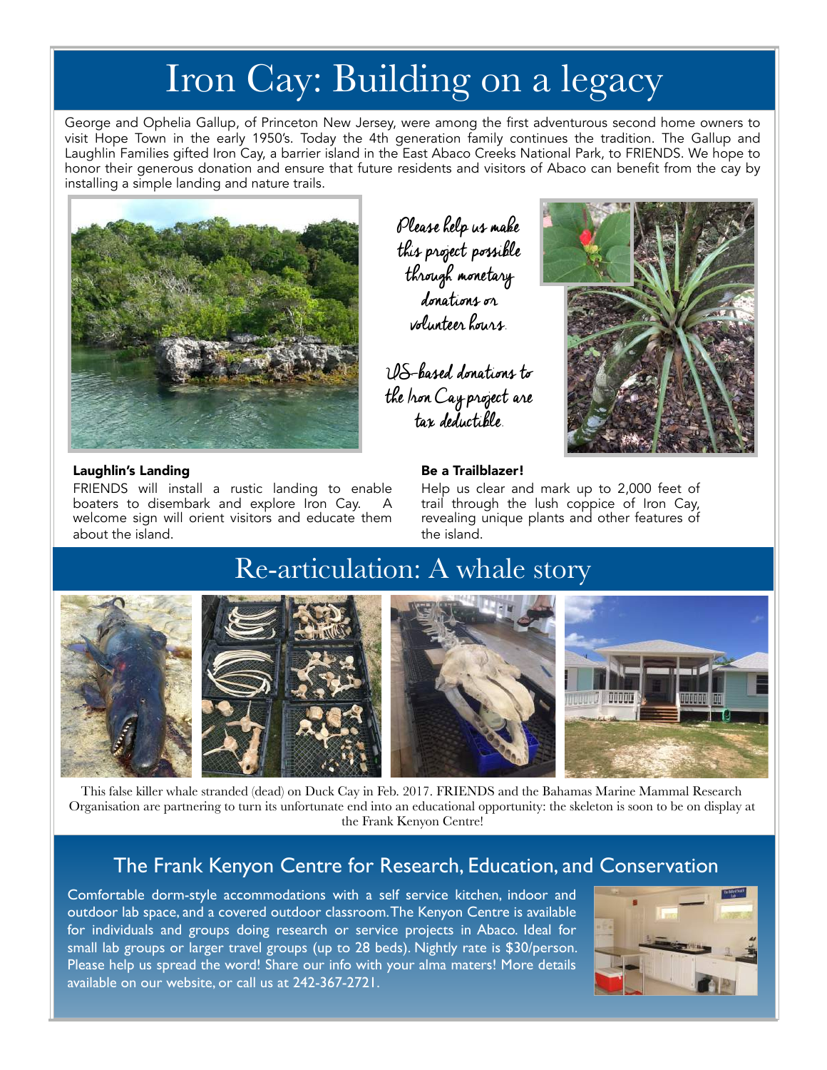# Iron Cay: Building on a legacy

George and Ophelia Gallup, of Princeton New Jersey, were among the first adventurous second home owners to visit Hope Town in the early 1950's. Today the 4th generation family continues the tradition. The Gallup and Laughlin Families gifted Iron Cay, a barrier island in the East Abaco Creeks National Park, to FRIENDS. We hope to honor their generous donation and ensure that future residents and visitors of Abaco can benefit from the cay by installing a simple landing and nature trails.

*Please help us make this project possible through monetary donations or volunteer hours.*

*US-based donations to the Iron Cay project are tax deductible.*

**Laughlin's Landing**

FRIENDS will install a rustic landing to enable boaters to disembark and explore Iron Cay. A welcome sign will orient visitors and educate them about the island.

**Be a Trailblazer!**

Help us clear and mark up to 2,000 feet of trail through the lush coppice of Iron Cay, revealing unique plants and other features of the island.

# Re-articulation: A whale story

This false killer whale stranded (dead) on Duck Cay in Feb. 2017. FRIENDS and the Bahamas Marine Mammal Research Organisation are partnering to turn its unfortunate end into an educational opportunity: the skeleton is soon to be on display at the Frank Kenyon Centre!

## The Frank Kenyon Centre for Research, Education, and Conservation

Comfortable dorm-style accommodations with a self service kitchen, indoor and outdoor lab space, and a covered outdoor classroom. The Kenyon Centre is available for individuals and groups doing research or service projects in Abaco. Ideal for small lab groups or larger travel groups (up to 28 beds). Nightly rate is $30/person. Please help us spread the word! Share our info with your alma maters! More details available on our website, or call us at 242-367-2721.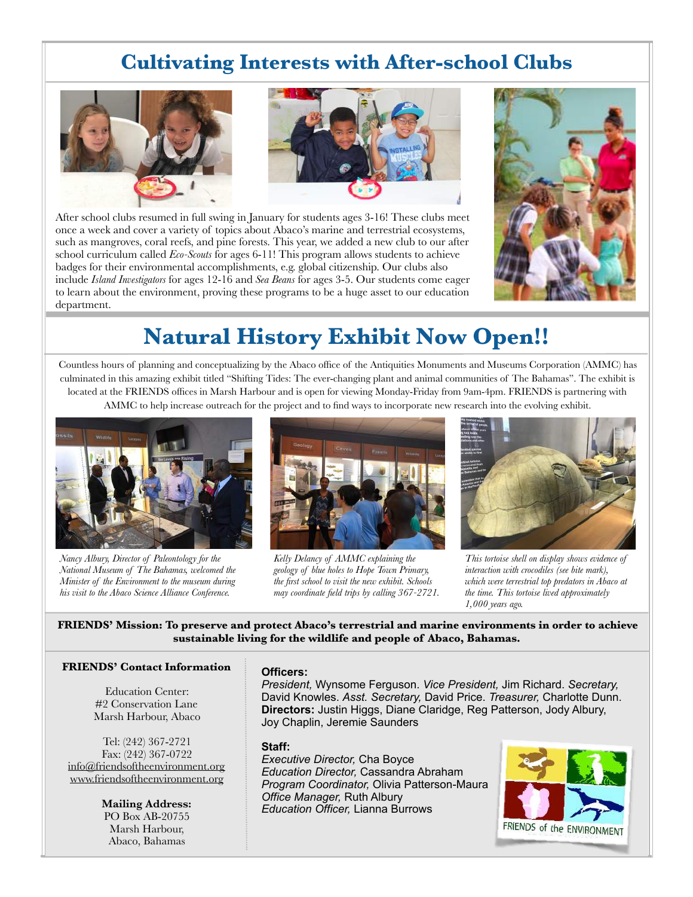## Cultivating Interests with After-school Clubs

After school clubs resumed in full swing in January for students ages 3-16! These clubs meet once a week and cover a variety of topics about Abaco's marine and terrestrial ecosystems, such as mangroves, coral reefs, and pine forests. This year, we added a new club to our after school curriculum called *Eco-Scouts* for ages 6-11! This program allows students to achieve badges for their environmental accomplishments, e.g. global citizenship. Our clubs also include *Island Investigators* for ages 12-16 and *Sea Beans* for ages 3-5. Our students come eager to learn about the environment, proving these programs to be a huge asset to our education department.

## Natural History Exhibit Now Open!!

Countless hours of planning and conceptualizing by the Abaco office of the Antiquities Monuments and Museums Corporation (AMMC) has culminated in this amazing exhibit titled "Shifting Tides: The ever-changing plant and animal communities of The Bahamas". The exhibit is located at the FRIENDS offices in Marsh Harbour and is open for viewing Monday-Friday from 9am-4pm. FRIENDS is partnering with AMMC to help increase outreach for the project and to find ways to incorporate new research into the evolving exhibit.

*Nancy Albury, Director of Paleontology for the National Museum of The Bahamas, welcomed the Minister of the Environment to the museum during his visit to the Abaco Science Alliance Conference.*

*Kelly Delancy of AMMC explaining the geology of blue holes to Hope Town Primary, the first school to visit the new exhibit. Schools may coordinate field trips by calling 367-2721.*

*This tortoise shell on display shows evidence of interaction with crocodiles (see bite mark), which were terrestrial top predators in Abaco at the time. This tortoise lived approximately 1,000 years ago.*

**FRIENDS' Mission: To preserve and protect Abaco's terrestrial and marine environments in order to achieve sustainable living for the wildlife and people of Abaco, Bahamas.**

**FRIENDS' Contact Information**

Education Center:
#2 Conservation Lane
Marsh Harbour, Abaco

Tel: (242) 367-2721
Fax: (242) 367-0722
info@friendsoftheenvironment.org
www.friendsoftheenvironment.org

**Mailing Address:**
PO Box AB-20755
Marsh Harbour,
Abaco, Bahamas

**Officers:**

*President,* Wynsome Ferguson. *Vice President,* Jim Richard. *Secretary,* David Knowles. *Asst. Secretary,* David Price. *Treasurer,* Charlotte Dunn. **Directors:** Justin Higgs, Diane Claridge, Reg Patterson, Jody Albury, Joy Chaplin, Jeremie Saunders

**Staff:**

*Executive Director,* Cha Boyce
*Education Director,* Cassandra Abraham
*Program Coordinator,* Olivia Patterson-Maura
*Office Manager,* Ruth Albury
*Education Officer,* Lianna Burrows

FRIENDS of the ENVIRONMENT